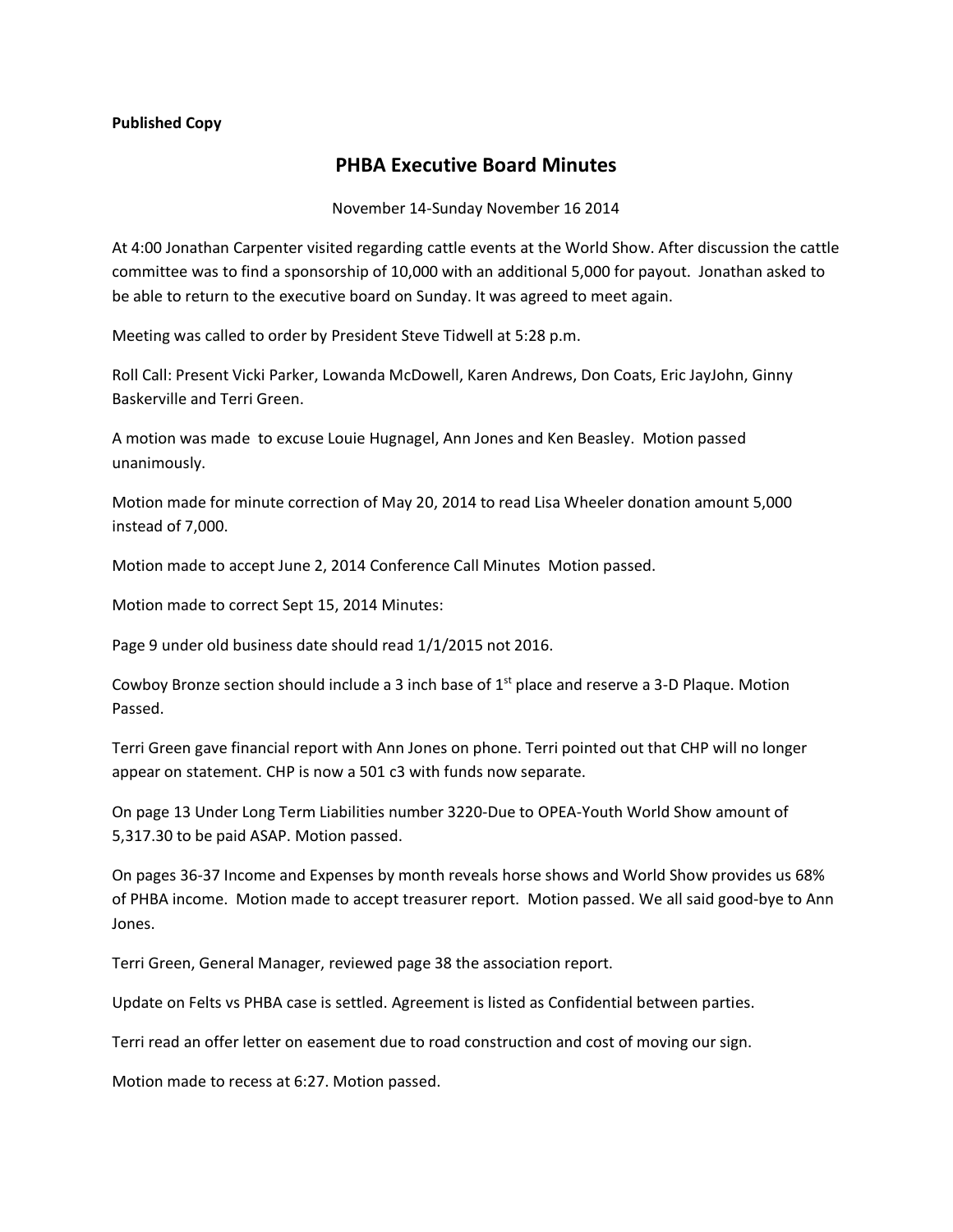**Published Copy**

# PHBA Executive Board Minutes

November 14-Sunday November 16 2014

At 4:00 Jonathan Carpenter visited regarding cattle events at the World Show. After discussion the cattle committee was to find a sponsorship of 10,000 with an additional 5,000 for payout. Jonathan asked to be able to return to the executive board on Sunday. It was agreed to meet again.

Meeting was called to order by President Steve Tidwell at 5:28 p.m.

Roll Call: Present Vicki Parker, Lowanda McDowell, Karen Andrews, Don Coats, Eric JayJohn, Ginny Baskerville and Terri Green.

A motion was made to excuse Louie Hugnagel, Ann Jones and Ken Beasley. Motion passed unanimously.

Motion made for minute correction of May 20, 2014 to read Lisa Wheeler donation amount 5,000 instead of 7,000.

Motion made to accept June 2, 2014 Conference Call Minutes Motion passed.

Motion made to correct Sept 15, 2014 Minutes:

Page 9 under old business date should read 1/1/2015 not 2016.

Cowboy Bronze section should include a 3 inch base of 1st place and reserve a 3-D Plaque. Motion Passed.

Terri Green gave financial report with Ann Jones on phone. Terri pointed out that CHP will no longer appear on statement. CHP is now a 501 c3 with funds now separate.

On page 13 Under Long Term Liabilities number 3220-Due to OPEA-Youth World Show amount of 5,317.30 to be paid ASAP. Motion passed.

On pages 36-37 Income and Expenses by month reveals horse shows and World Show provides us 68% of PHBA income. Motion made to accept treasurer report. Motion passed. We all said good-bye to Ann Jones.

Terri Green, General Manager, reviewed page 38 the association report.

Update on Felts vs PHBA case is settled. Agreement is listed as Confidential between parties.

Terri read an offer letter on easement due to road construction and cost of moving our sign.

Motion made to recess at 6:27. Motion passed.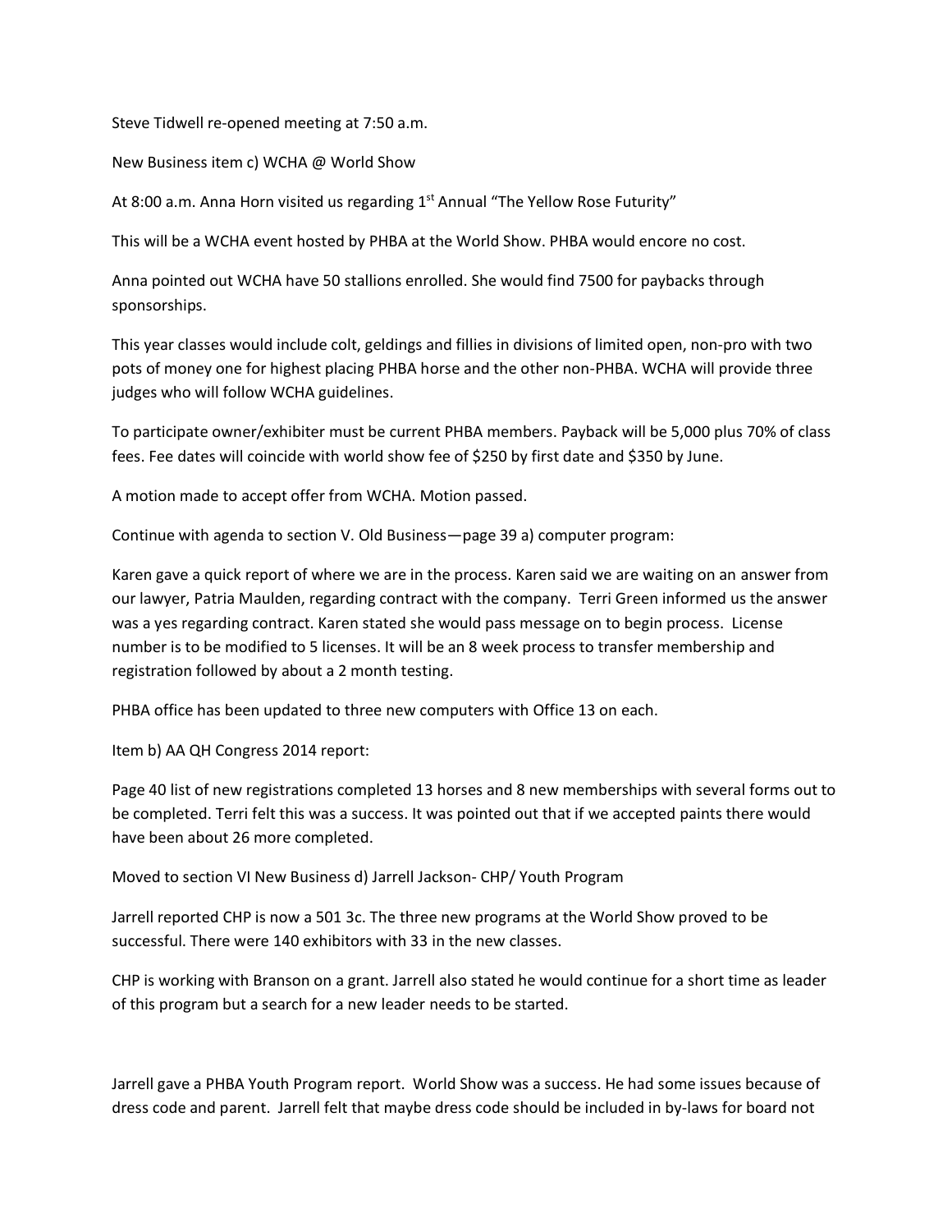Steve Tidwell re-opened meeting at 7:50 a.m.

New Business item c) WCHA @ World Show

At 8:00 a.m. Anna Horn visited us regarding 1st Annual "The Yellow Rose Futurity"

This will be a WCHA event hosted by PHBA at the World Show. PHBA would encore no cost.

Anna pointed out WCHA have 50 stallions enrolled. She would find 7500 for paybacks through sponsorships.

This year classes would include colt, geldings and fillies in divisions of limited open, non-pro with two pots of money one for highest placing PHBA horse and the other non-PHBA. WCHA will provide three judges who will follow WCHA guidelines.

To participate owner/exhibiter must be current PHBA members. Payback will be 5,000 plus 70% of class fees. Fee dates will coincide with world show fee of $250 by first date and $350 by June.

A motion made to accept offer from WCHA. Motion passed.

Continue with agenda to section V. Old Business—page 39 a) computer program:

Karen gave a quick report of where we are in the process. Karen said we are waiting on an answer from our lawyer, Patria Maulden, regarding contract with the company. Terri Green informed us the answer was a yes regarding contract. Karen stated she would pass message on to begin process. License number is to be modified to 5 licenses. It will be an 8 week process to transfer membership and registration followed by about a 2 month testing.

PHBA office has been updated to three new computers with Office 13 on each.

Item b) AA QH Congress 2014 report:

Page 40 list of new registrations completed 13 horses and 8 new memberships with several forms out to be completed. Terri felt this was a success. It was pointed out that if we accepted paints there would have been about 26 more completed.

Moved to section VI New Business d) Jarrell Jackson- CHP/ Youth Program

Jarrell reported CHP is now a 501 3c. The three new programs at the World Show proved to be successful. There were 140 exhibitors with 33 in the new classes.

CHP is working with Branson on a grant. Jarrell also stated he would continue for a short time as leader of this program but a search for a new leader needs to be started.

Jarrell gave a PHBA Youth Program report. World Show was a success. He had some issues because of dress code and parent. Jarrell felt that maybe dress code should be included in by-laws for board not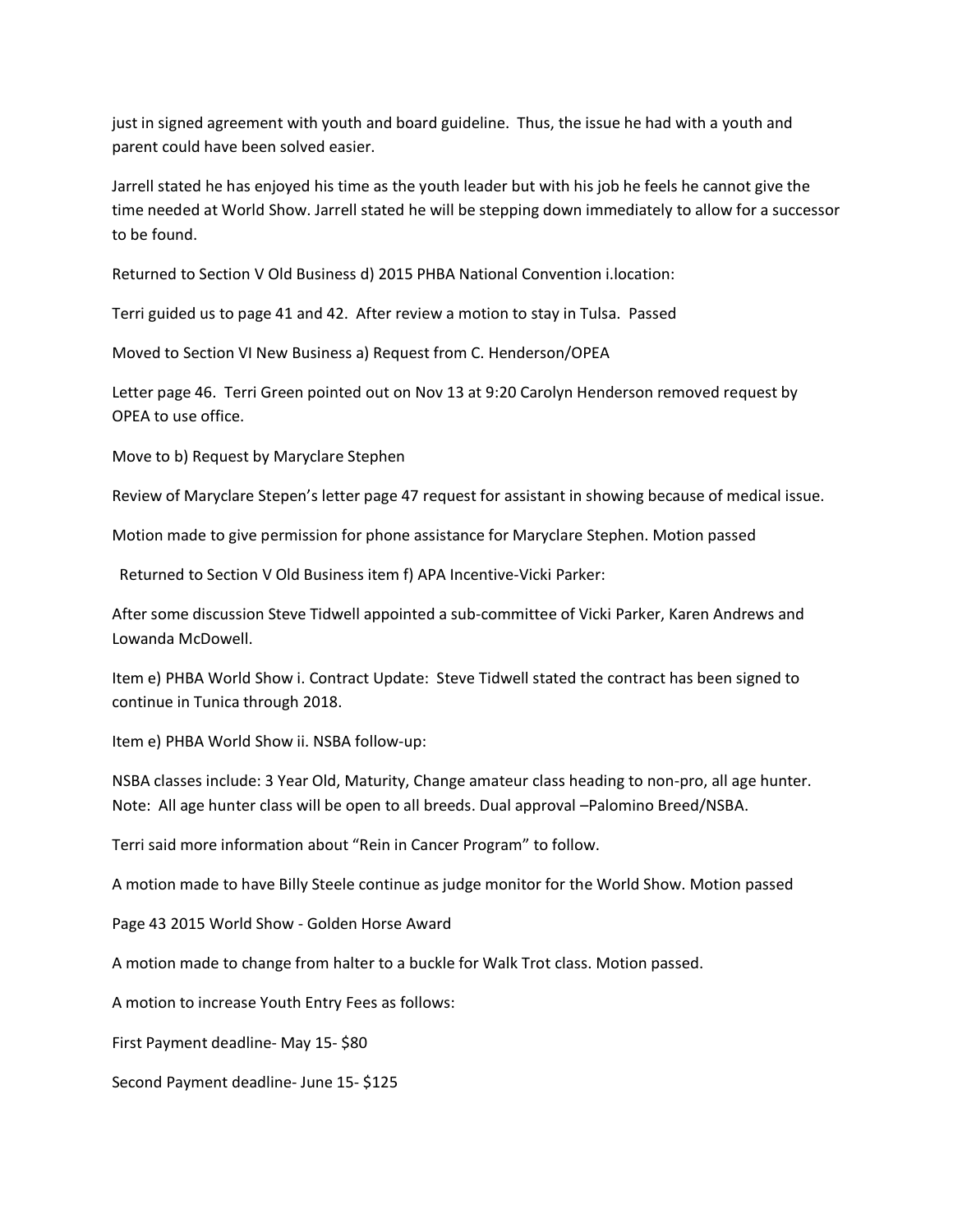just in signed agreement with youth and board guideline. Thus, the issue he had with a youth and parent could have been solved easier.

Jarrell stated he has enjoyed his time as the youth leader but with his job he feels he cannot give the time needed at World Show. Jarrell stated he will be stepping down immediately to allow for a successor to be found.

Returned to Section V Old Business d) 2015 PHBA National Convention i.location:

Terri guided us to page 41 and 42. After review a motion to stay in Tulsa. Passed

Moved to Section VI New Business a) Request from C. Henderson/OPEA

Letter page 46. Terri Green pointed out on Nov 13 at 9:20 Carolyn Henderson removed request by OPEA to use office.

Move to b) Request by Maryclare Stephen

Review of Maryclare Stepen's letter page 47 request for assistant in showing because of medical issue.

Motion made to give permission for phone assistance for Maryclare Stephen. Motion passed

Returned to Section V Old Business item f) APA Incentive-Vicki Parker:

After some discussion Steve Tidwell appointed a sub-committee of Vicki Parker, Karen Andrews and Lowanda McDowell.

Item e) PHBA World Show i. Contract Update: Steve Tidwell stated the contract has been signed to continue in Tunica through 2018.

Item e) PHBA World Show ii. NSBA follow-up:

NSBA classes include: 3 Year Old, Maturity, Change amateur class heading to non-pro, all age hunter. Note: All age hunter class will be open to all breeds. Dual approval –Palomino Breed/NSBA.

Terri said more information about "Rein in Cancer Program" to follow.

A motion made to have Billy Steele continue as judge monitor for the World Show. Motion passed

Page 43 2015 World Show - Golden Horse Award

A motion made to change from halter to a buckle for Walk Trot class. Motion passed.

A motion to increase Youth Entry Fees as follows:

First Payment deadline- May 15- $80

Second Payment deadline- June 15- $125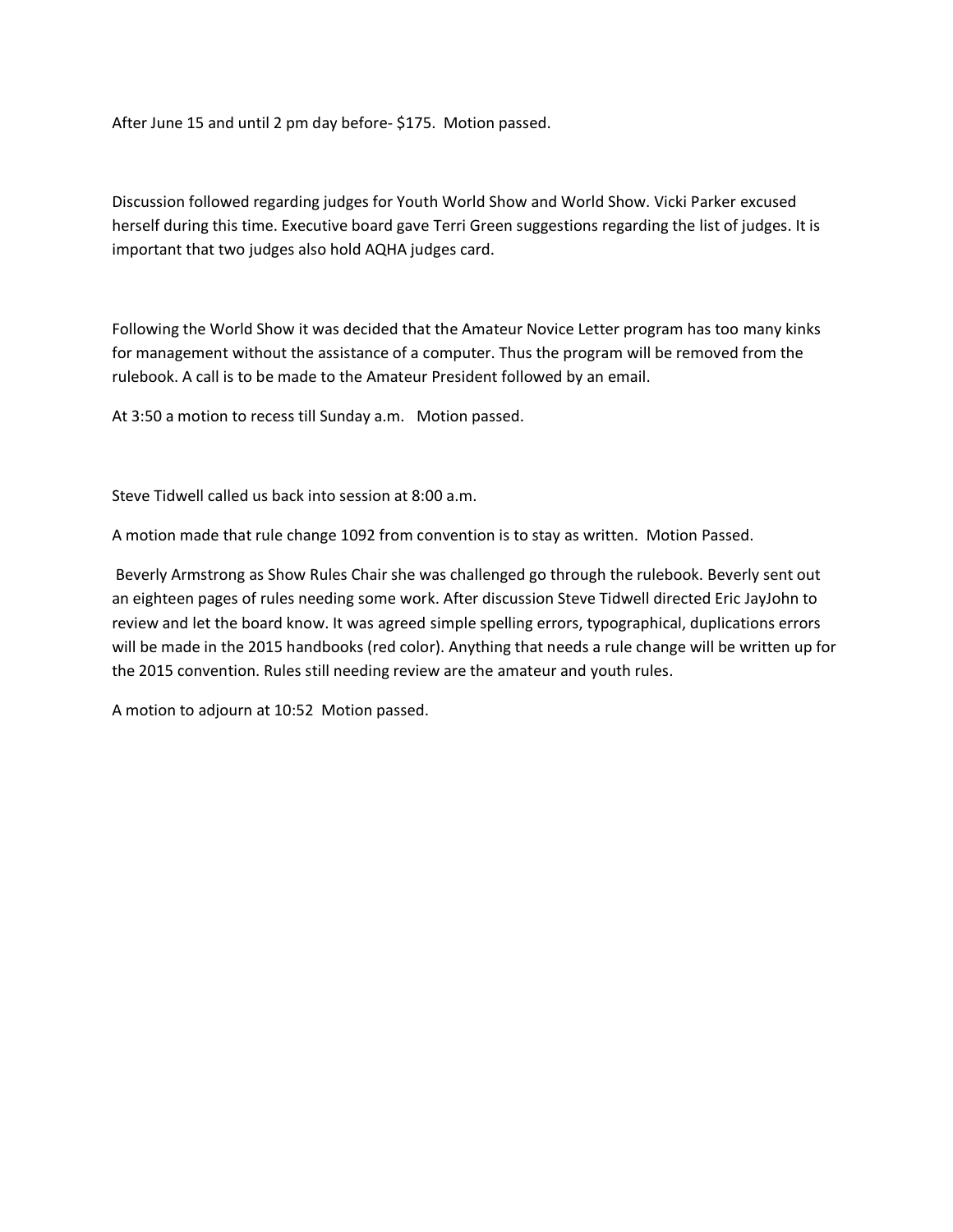After June 15 and until 2 pm day before- $175.  Motion passed.

Discussion followed regarding judges for Youth World Show and World Show. Vicki Parker excused herself during this time. Executive board gave Terri Green suggestions regarding the list of judges. It is important that two judges also hold AQHA judges card.

Following the World Show it was decided that the Amateur Novice Letter program has too many kinks for management without the assistance of a computer. Thus the program will be removed from the rulebook. A call is to be made to the Amateur President followed by an email.

At 3:50 a motion to recess till Sunday a.m.   Motion passed.

Steve Tidwell called us back into session at 8:00 a.m.

A motion made that rule change 1092 from convention is to stay as written.  Motion Passed.

Beverly Armstrong as Show Rules Chair she was challenged go through the rulebook. Beverly sent out an eighteen pages of rules needing some work. After discussion Steve Tidwell directed Eric JayJohn to review and let the board know. It was agreed simple spelling errors, typographical, duplications errors will be made in the 2015 handbooks (red color). Anything that needs a rule change will be written up for the 2015 convention. Rules still needing review are the amateur and youth rules.

A motion to adjourn at 10:52  Motion passed.